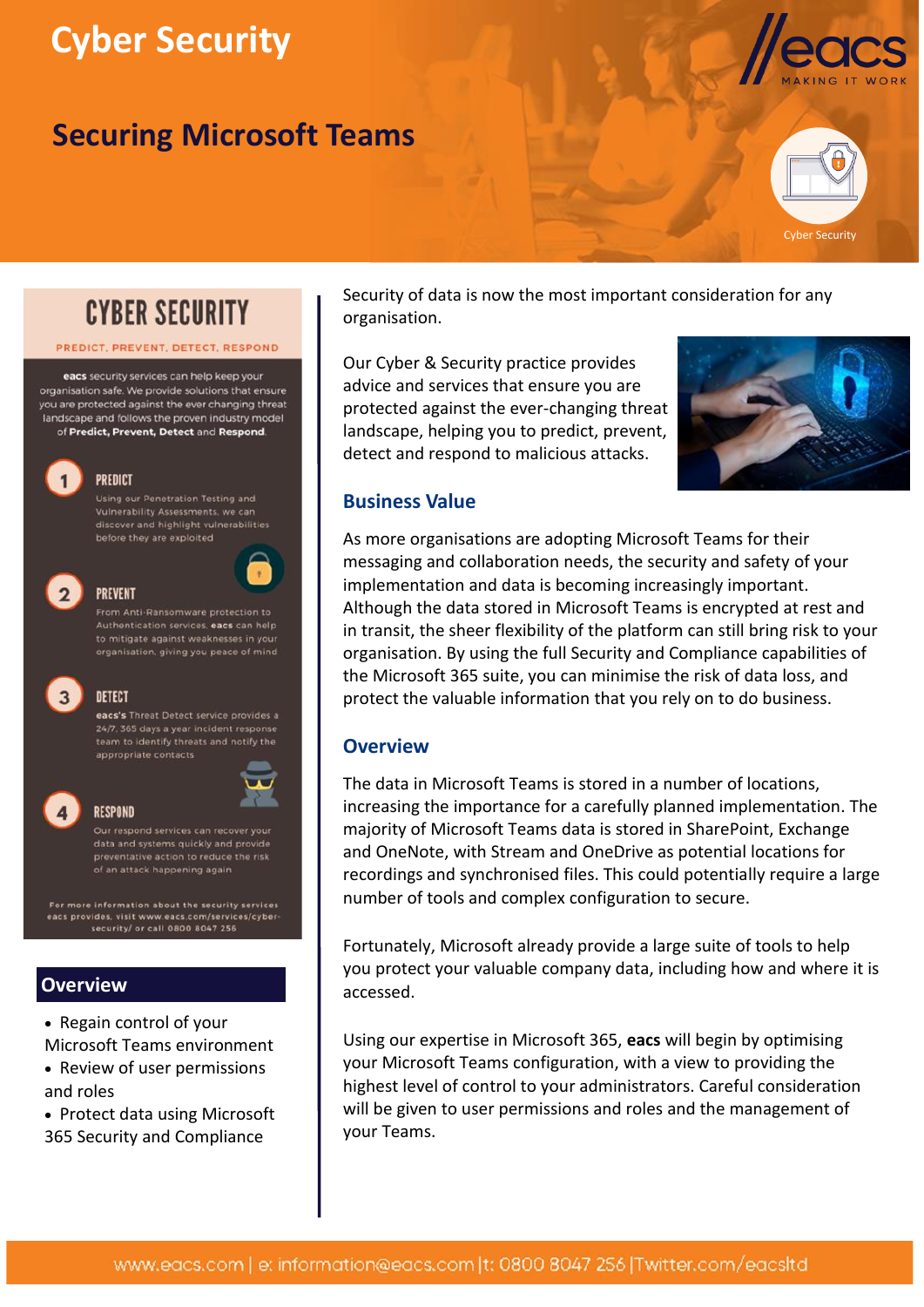# Cyber Security

## Securing Microsoft Teams

Cyber Security

### CYBER SECURITY

PREDICT, PREVENT, DETECT, RESPOND

**eacs** security services can help keep your organisation safe. We provide solutions that ensure you are protected against the ever changing threat landscape and follows the proven industry model of **Predict, Prevent, Detect** and **Respond**.

1. **PREDICT**
   Using our Penetration Testing and Vulnerability Assessments, we can discover and highlight vulnerabilities before they are exploited

2. **PREVENT**
   From Anti-Ransomware protection to Authentication services, **eacs** can help to mitigate against weaknesses in your organisation, giving you peace of mind

3. **DETECT**
   **eacs's** Threat Detect service provides a 24/7, 365 days a year incident response team to identify threats and notify the appropriate contacts

4. **RESPOND**
   Our respond services can recover your data and systems quickly and provide preventative action to reduce the risk of an attack happening again

For more information about the security services eacs provides, visit www.eacs.com/services/cyber-security/ or call 0800 8047 256

### Overview

- Regain control of your Microsoft Teams environment
- Review of user permissions and roles
- Protect data using Microsoft 365 Security and Compliance

Security of data is now the most important consideration for any organisation.

Our Cyber & Security practice provides advice and services that ensure you are protected against the ever-changing threat landscape, helping you to predict, prevent, detect and respond to malicious attacks.

### Business Value

As more organisations are adopting Microsoft Teams for their messaging and collaboration needs, the security and safety of your implementation and data is becoming increasingly important. Although the data stored in Microsoft Teams is encrypted at rest and in transit, the sheer flexibility of the platform can still bring risk to your organisation. By using the full Security and Compliance capabilities of the Microsoft 365 suite, you can minimise the risk of data loss, and protect the valuable information that you rely on to do business.

### Overview

The data in Microsoft Teams is stored in a number of locations, increasing the importance for a carefully planned implementation. The majority of Microsoft Teams data is stored in SharePoint, Exchange and OneNote, with Stream and OneDrive as potential locations for recordings and synchronised files. This could potentially require a large number of tools and complex configuration to secure.

Fortunately, Microsoft already provide a large suite of tools to help you protect your valuable company data, including how and where it is accessed.

Using our expertise in Microsoft 365, **eacs** will begin by optimising your Microsoft Teams configuration, with a view to providing the highest level of control to your administrators. Careful consideration will be given to user permissions and roles and the management of your Teams.

www.eacs.com | e: information@eacs.com |t: 0800 8047 256 |Twitter.com/eacsltd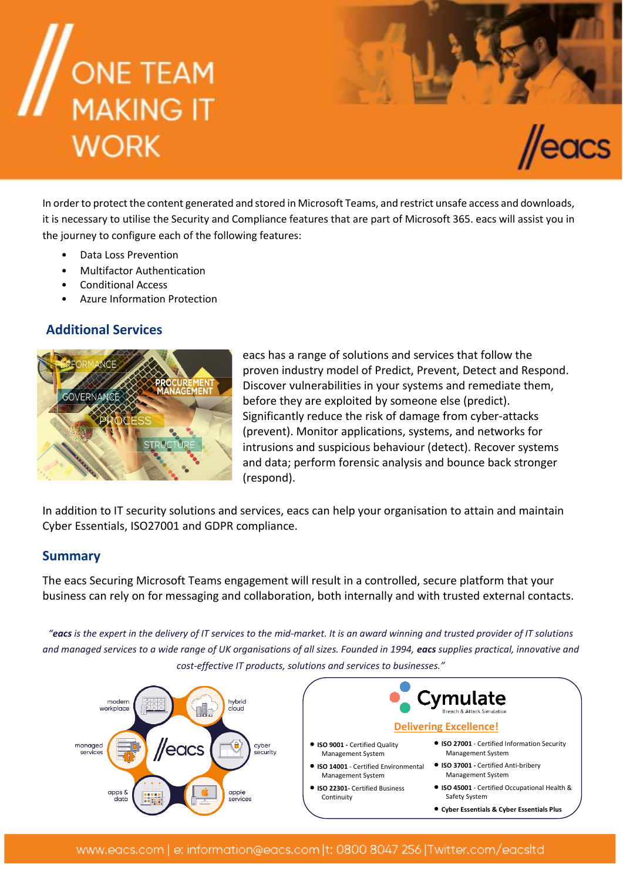// ONE TEAM MAKING IT WORK

In order to protect the content generated and stored in Microsoft Teams, and restrict unsafe access and downloads, it is necessary to utilise the Security and Compliance features that are part of Microsoft 365. eacs will assist you in the journey to configure each of the following features:

- Data Loss Prevention
- Multifactor Authentication
- Conditional Access
- Azure Information Protection

## Additional Services

eacs has a range of solutions and services that follow the proven industry model of Predict, Prevent, Detect and Respond. Discover vulnerabilities in your systems and remediate them, before they are exploited by someone else (predict). Significantly reduce the risk of damage from cyber-attacks (prevent). Monitor applications, systems, and networks for intrusions and suspicious behaviour (detect). Recover systems and data; perform forensic analysis and bounce back stronger (respond).

In addition to IT security solutions and services, eacs can help your organisation to attain and maintain Cyber Essentials, ISO27001 and GDPR compliance.

## Summary

The eacs Securing Microsoft Teams engagement will result in a controlled, secure platform that your business can rely on for messaging and collaboration, both internally and with trusted external contacts.

*"**eacs** is the expert in the delivery of IT services to the mid-market. It is an award winning and trusted provider of IT solutions and managed services to a wide range of UK organisations of all sizes. Founded in 1994, **eacs** supplies practical, innovative and cost-effective IT products, solutions and services to businesses."*

modern workplace · hybrid cloud · cyber security · apple services · apps & data · managed services

Cymulate Breach & Attack Simulation

**Delivering Excellence!**

- **ISO 9001** - Certified Quality Management System
- **ISO 14001** - Certified Environmental Management System
- **ISO 22301**- Certified Business Continuity
- **ISO 27001** - Certified Information Security Management System
- **ISO 37001** - Certified Anti-bribery Management System
- **ISO 45001** - Certified Occupational Health & Safety System
- **Cyber Essentials & Cyber Essentials Plus**

www.eacs.com | e: information@eacs.com | t: 0800 8047 256 | Twitter.com/eacsltd